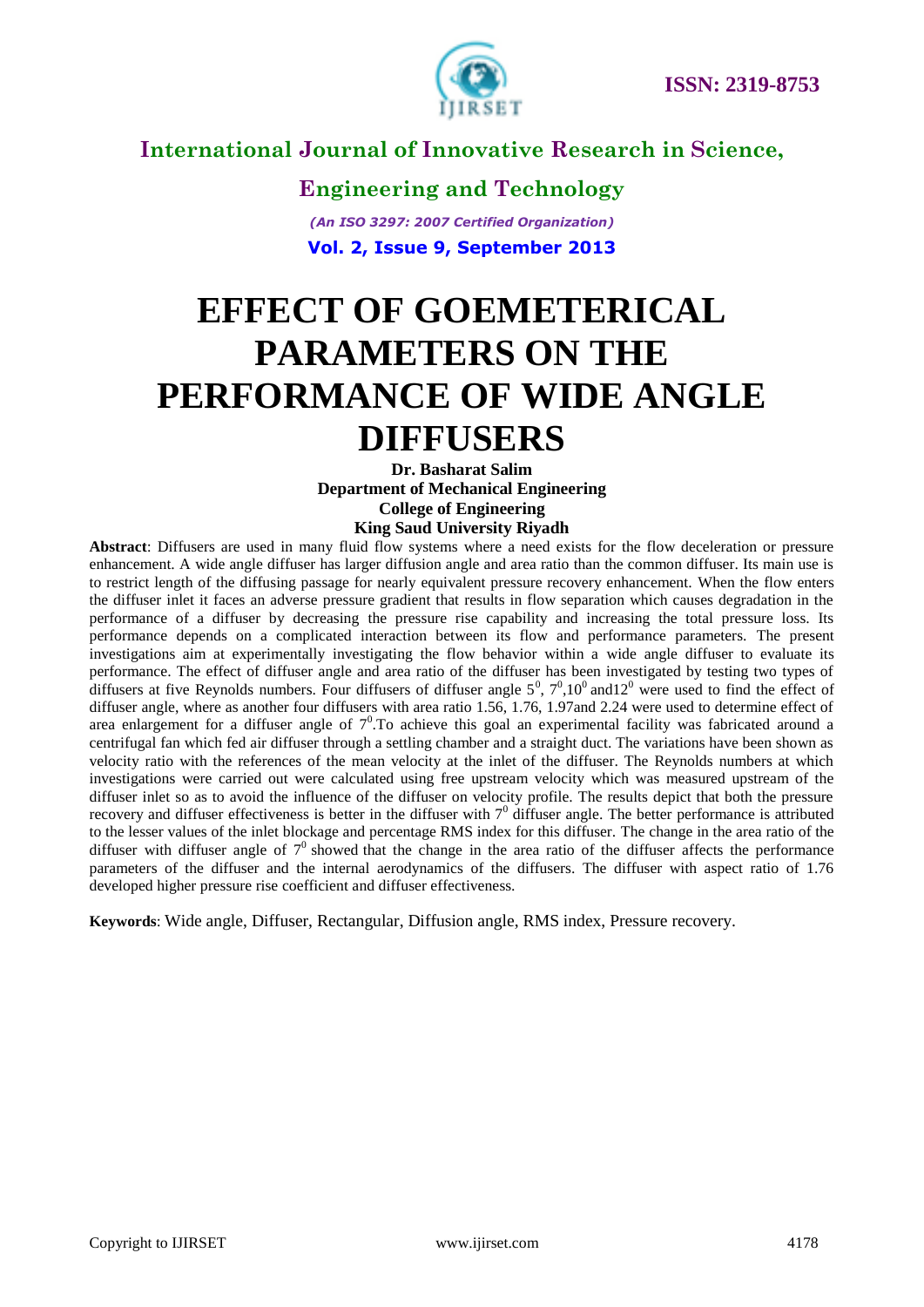# EFFECT OF GOEMETERICAL PARAMETERS ON THE PERFORMANCE OF WIDE ANGLE DIFFUSERS

**Dr. Basharat Salim**
**Department of Mechanical Engineering**
**College of Engineering**
**King Saud University Riyadh**

**Abstract**: Diffusers are used in many fluid flow systems where a need exists for the flow deceleration or pressure enhancement. A wide angle diffuser has larger diffusion angle and area ratio than the common diffuser. Its main use is to restrict length of the diffusing passage for nearly equivalent pressure recovery enhancement. When the flow enters the diffuser inlet it faces an adverse pressure gradient that results in flow separation which causes degradation in the performance of a diffuser by decreasing the pressure rise capability and increasing the total pressure loss. Its performance depends on a complicated interaction between its flow and performance parameters. The present investigations aim at experimentally investigating the flow behavior within a wide angle diffuser to evaluate its performance. The effect of diffuser angle and area ratio of the diffuser has been investigated by testing two types of diffusers at five Reynolds numbers. Four diffusers of diffuser angle $5^0$, $7^0$,$10^0$ and$12^0$ were used to find the effect of diffuser angle, where as another four diffusers with area ratio 1.56, 1.76, 1.97and 2.24 were used to determine effect of area enlargement for a diffuser angle of $7^0$.To achieve this goal an experimental facility was fabricated around a centrifugal fan which fed air diffuser through a settling chamber and a straight duct. The variations have been shown as velocity ratio with the references of the mean velocity at the inlet of the diffuser. The Reynolds numbers at which investigations were carried out were calculated using free upstream velocity which was measured upstream of the diffuser inlet so as to avoid the influence of the diffuser on velocity profile. The results depict that both the pressure recovery and diffuser effectiveness is better in the diffuser with $7^0$ diffuser angle. The better performance is attributed to the lesser values of the inlet blockage and percentage RMS index for this diffuser. The change in the area ratio of the diffuser with diffuser angle of $7^0$ showed that the change in the area ratio of the diffuser affects the performance parameters of the diffuser and the internal aerodynamics of the diffusers. The diffuser with aspect ratio of 1.76 developed higher pressure rise coefficient and diffuser effectiveness.

**Keywords**: Wide angle, Diffuser, Rectangular, Diffusion angle, RMS index, Pressure recovery.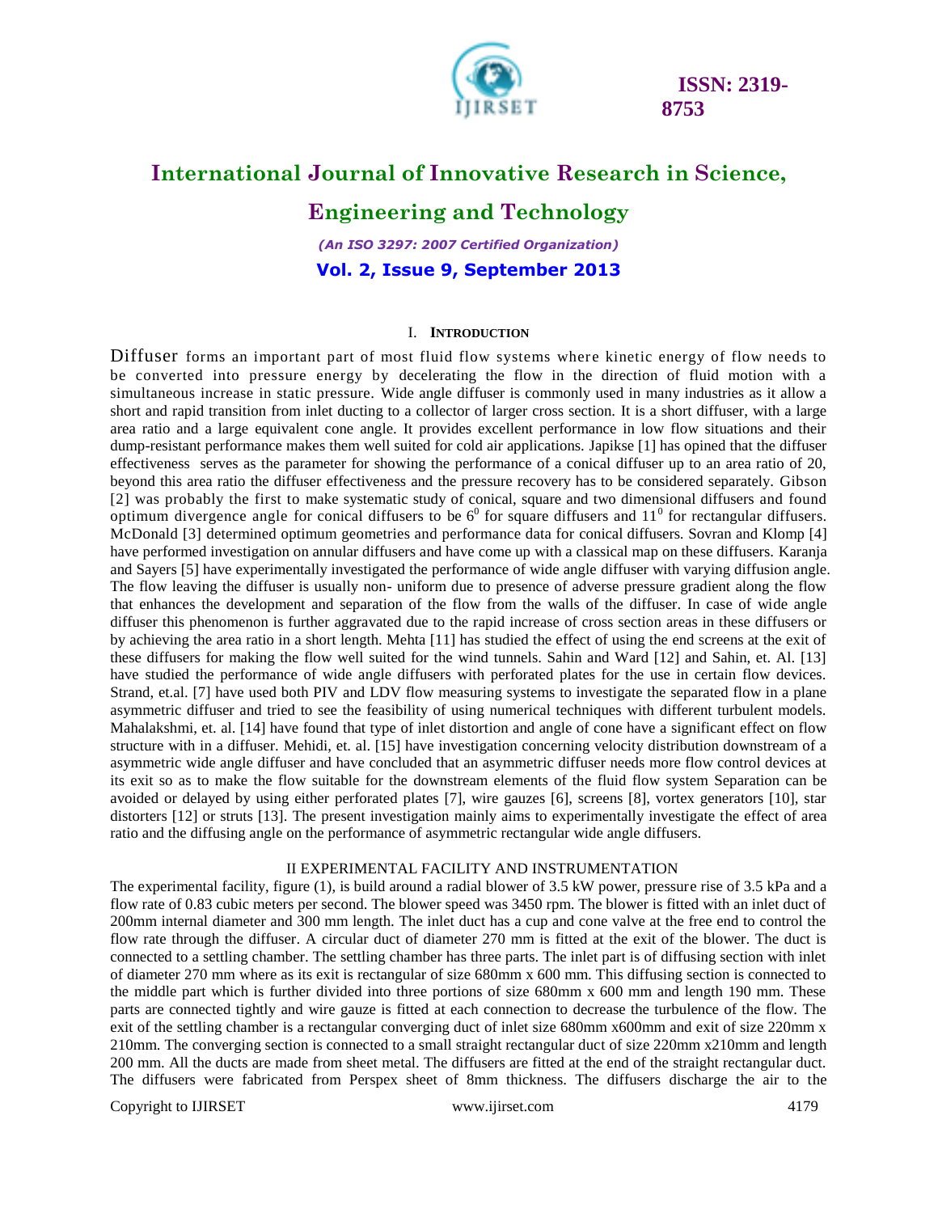## I. INTRODUCTION

Diffuser forms an important part of most fluid flow systems where kinetic energy of flow needs to be converted into pressure energy by decelerating the flow in the direction of fluid motion with a simultaneous increase in static pressure. Wide angle diffuser is commonly used in many industries as it allow a short and rapid transition from inlet ducting to a collector of larger cross section. It is a short diffuser, with a large area ratio and a large equivalent cone angle. It provides excellent performance in low flow situations and their dump-resistant performance makes them well suited for cold air applications. Japikse [1] has opined that the diffuser effectiveness serves as the parameter for showing the performance of a conical diffuser up to an area ratio of 20, beyond this area ratio the diffuser effectiveness and the pressure recovery has to be considered separately. Gibson [2] was probably the first to make systematic study of conical, square and two dimensional diffusers and found optimum divergence angle for conical diffusers to be $6^0$ for square diffusers and $11^0$ for rectangular diffusers. McDonald [3] determined optimum geometries and performance data for conical diffusers. Sovran and Klomp [4] have performed investigation on annular diffusers and have come up with a classical map on these diffusers. Karanja and Sayers [5] have experimentally investigated the performance of wide angle diffuser with varying diffusion angle. The flow leaving the diffuser is usually non- uniform due to presence of adverse pressure gradient along the flow that enhances the development and separation of the flow from the walls of the diffuser. In case of wide angle diffuser this phenomenon is further aggravated due to the rapid increase of cross section areas in these diffusers or by achieving the area ratio in a short length. Mehta [11] has studied the effect of using the end screens at the exit of these diffusers for making the flow well suited for the wind tunnels. Sahin and Ward [12] and Sahin, et. Al. [13] have studied the performance of wide angle diffusers with perforated plates for the use in certain flow devices. Strand, et.al. [7] have used both PIV and LDV flow measuring systems to investigate the separated flow in a plane asymmetric diffuser and tried to see the feasibility of using numerical techniques with different turbulent models. Mahalakshmi, et. al. [14] have found that type of inlet distortion and angle of cone have a significant effect on flow structure with in a diffuser. Mehidi, et. al. [15] have investigation concerning velocity distribution downstream of a asymmetric wide angle diffuser and have concluded that an asymmetric diffuser needs more flow control devices at its exit so as to make the flow suitable for the downstream elements of the fluid flow system Separation can be avoided or delayed by using either perforated plates [7], wire gauzes [6], screens [8], vortex generators [10], star distorters [12] or struts [13]. The present investigation mainly aims to experimentally investigate the effect of area ratio and the diffusing angle on the performance of asymmetric rectangular wide angle diffusers.

## II EXPERIMENTAL FACILITY AND INSTRUMENTATION

The experimental facility, figure (1), is build around a radial blower of 3.5 kW power, pressure rise of 3.5 kPa and a flow rate of 0.83 cubic meters per second. The blower speed was 3450 rpm. The blower is fitted with an inlet duct of 200mm internal diameter and 300 mm length. The inlet duct has a cup and cone valve at the free end to control the flow rate through the diffuser. A circular duct of diameter 270 mm is fitted at the exit of the blower. The duct is connected to a settling chamber. The settling chamber has three parts. The inlet part is of diffusing section with inlet of diameter 270 mm where as its exit is rectangular of size 680mm x 600 mm. This diffusing section is connected to the middle part which is further divided into three portions of size 680mm x 600 mm and length 190 mm. These parts are connected tightly and wire gauze is fitted at each connection to decrease the turbulence of the flow. The exit of the settling chamber is a rectangular converging duct of inlet size 680mm x600mm and exit of size 220mm x 210mm. The converging section is connected to a small straight rectangular duct of size 220mm x210mm and length 200 mm. All the ducts are made from sheet metal. The diffusers are fitted at the end of the straight rectangular duct. The diffusers were fabricated from Perspex sheet of 8mm thickness. The diffusers discharge the air to the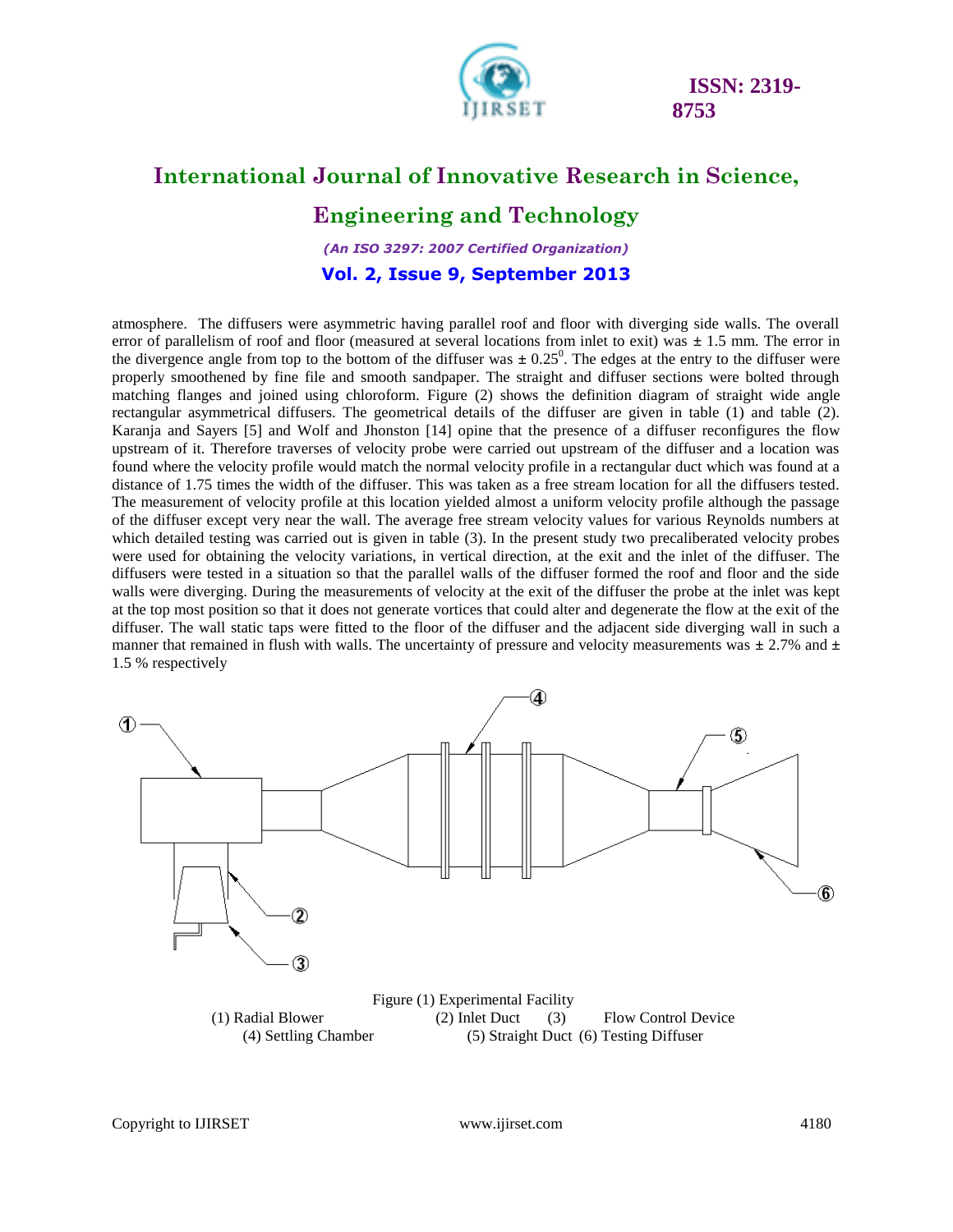atmosphere. The diffusers were asymmetric having parallel roof and floor with diverging side walls. The overall error of parallelism of roof and floor (measured at several locations from inlet to exit) was ± 1.5 mm. The error in the divergence angle from top to the bottom of the diffuser was ± $0.25^0$. The edges at the entry to the diffuser were properly smoothened by fine file and smooth sandpaper. The straight and diffuser sections were bolted through matching flanges and joined using chloroform. Figure (2) shows the definition diagram of straight wide angle rectangular asymmetrical diffusers. The geometrical details of the diffuser are given in table (1) and table (2). Karanja and Sayers [5] and Wolf and Jhonston [14] opine that the presence of a diffuser reconfigures the flow upstream of it. Therefore traverses of velocity probe were carried out upstream of the diffuser and a location was found where the velocity profile would match the normal velocity profile in a rectangular duct which was found at a distance of 1.75 times the width of the diffuser. This was taken as a free stream location for all the diffusers tested. The measurement of velocity profile at this location yielded almost a uniform velocity profile although the passage of the diffuser except very near the wall. The average free stream velocity values for various Reynolds numbers at which detailed testing was carried out is given in table (3). In the present study two precaliberated velocity probes were used for obtaining the velocity variations, in vertical direction, at the exit and the inlet of the diffuser. The diffusers were tested in a situation so that the parallel walls of the diffuser formed the roof and floor and the side walls were diverging. During the measurements of velocity at the exit of the diffuser the probe at the inlet was kept at the top most position so that it does not generate vortices that could alter and degenerate the flow at the exit of the diffuser. The wall static taps were fitted to the floor of the diffuser and the adjacent side diverging wall in such a manner that remained in flush with walls. The uncertainty of pressure and velocity measurements was ± 2.7% and ± 1.5 % respectively

Figure (1) Experimental Facility

(1) Radial Blower (2) Inlet Duct (3) Flow Control Device
(4) Settling Chamber (5) Straight Duct (6) Testing Diffuser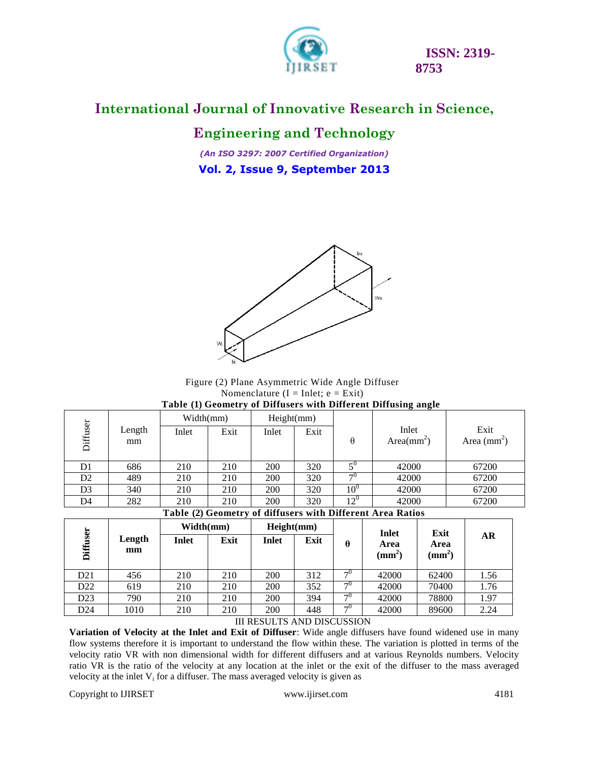Figure (2) Plane Asymmetric Wide Angle Diffuser

Nomenclature (I = Inlet; e = Exit)

**Table (1) Geometry of Diffusers with Different Diffusing angle**

| Diffuser | Length mm | Width(mm) | | Height(mm) | | θ | Inlet Area($mm^2$) | Exit Area ($mm^2$) |
|---|---|---|---|---|---|---|---|---|
| | | Inlet | Exit | Inlet | Exit | | | |
| D1 | 686 | 210 | 210 | 200 | 320 | $5^0$ | 42000 | 67200 |
| D2 | 489 | 210 | 210 | 200 | 320 | $7^0$ | 42000 | 67200 |
| D3 | 340 | 210 | 210 | 200 | 320 | $10^0$ | 42000 | 67200 |
| D4 | 282 | 210 | 210 | 200 | 320 | $12^0$ | 42000 | 67200 |

**Table (2) Geometry of diffusers with Different Area Ratios**

| **Diffuser** | **Length mm** | **Width(mm)** | | **Height(mm)** | | **θ** | **Inlet Area ($mm^2$)** | **Exit Area ($mm^2$)** | **AR** |
|---|---|---|---|---|---|---|---|---|---|
| | | **Inlet** | **Exit** | **Inlet** | **Exit** | | | | |
| D21 | 456 | 210 | 210 | 200 | 312 | $7^0$ | 42000 | 62400 | 1.56 |
| D22 | 619 | 210 | 210 | 200 | 352 | $7^0$ | 42000 | 70400 | 1.76 |
| D23 | 790 | 210 | 210 | 200 | 394 | $7^0$ | 42000 | 78800 | 1.97 |
| D24 | 1010 | 210 | 210 | 200 | 448 | $7^0$ | 42000 | 89600 | 2.24 |

## III RESULTS AND DISCUSSION

**Variation of Velocity at the Inlet and Exit of Diffuser**: Wide angle diffusers have found widened use in many flow systems therefore it is important to understand the flow within these. The variation is plotted in terms of the velocity ratio VR with non dimensional width for different diffusers and at various Reynolds numbers. Velocity ratio VR is the ratio of the velocity at any location at the inlet or the exit of the diffuser to the mass averaged velocity at the inlet $V_i$ for a diffuser. The mass averaged velocity is given as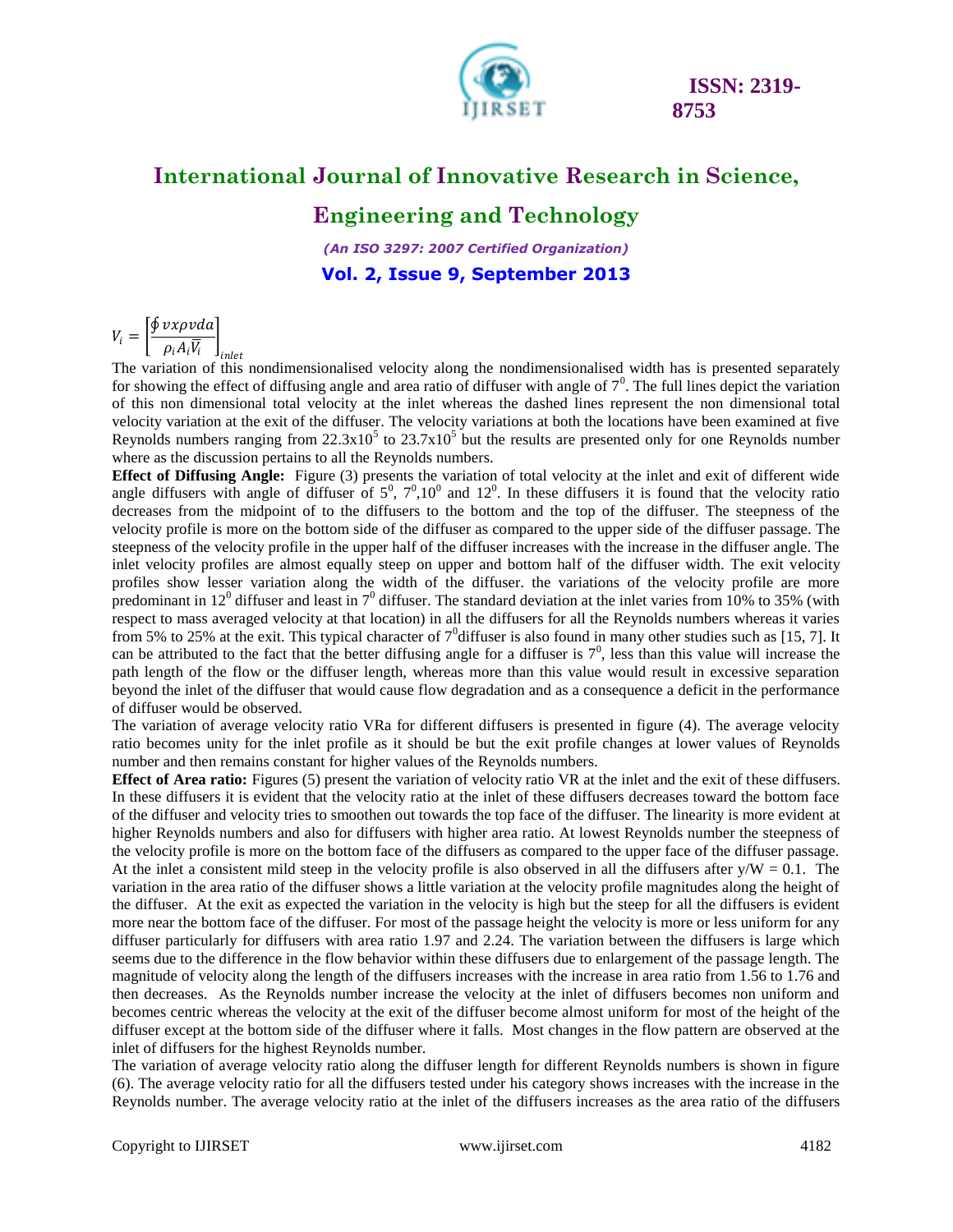$$V_i = \left[\frac{\oint vx\rho vda}{\rho_i A_i \overline{V_i}}\right]_{inlet}$$

The variation of this nondimensionalised velocity along the nondimensionalised width has is presented separately for showing the effect of diffusing angle and area ratio of diffuser with angle of $7^0$. The full lines depict the variation of this non dimensional total velocity at the inlet whereas the dashed lines represent the non dimensional total velocity variation at the exit of the diffuser. The velocity variations at both the locations have been examined at five Reynolds numbers ranging from $22.3 \times 10^5$ to $23.7 \times 10^5$ but the results are presented only for one Reynolds number where as the discussion pertains to all the Reynolds numbers.

**Effect of Diffusing Angle:** Figure (3) presents the variation of total velocity at the inlet and exit of different wide angle diffusers with angle of diffuser of $5^0$, $7^0$, $10^0$ and $12^0$. In these diffusers it is found that the velocity ratio decreases from the midpoint of to the diffusers to the bottom and the top of the diffuser. The steepness of the velocity profile is more on the bottom side of the diffuser as compared to the upper side of the diffuser passage. The steepness of the velocity profile in the upper half of the diffuser increases with the increase in the diffuser angle. The inlet velocity profiles are almost equally steep on upper and bottom half of the diffuser width. The exit velocity profiles show lesser variation along the width of the diffuser. the variations of the velocity profile are more predominant in $12^0$ diffuser and least in $7^0$ diffuser. The standard deviation at the inlet varies from 10% to 35% (with respect to mass averaged velocity at that location) in all the diffusers for all the Reynolds numbers whereas it varies from 5% to 25% at the exit. This typical character of $7^0$diffuser is also found in many other studies such as [15, 7]. It can be attributed to the fact that the better diffusing angle for a diffuser is $7^0$, less than this value will increase the path length of the flow or the diffuser length, whereas more than this value would result in excessive separation beyond the inlet of the diffuser that would cause flow degradation and as a consequence a deficit in the performance of diffuser would be observed.

The variation of average velocity ratio VRa for different diffusers is presented in figure (4). The average velocity ratio becomes unity for the inlet profile as it should be but the exit profile changes at lower values of Reynolds number and then remains constant for higher values of the Reynolds numbers.

**Effect of Area ratio:** Figures (5) present the variation of velocity ratio VR at the inlet and the exit of these diffusers. In these diffusers it is evident that the velocity ratio at the inlet of these diffusers decreases toward the bottom face of the diffuser and velocity tries to smoothen out towards the top face of the diffuser. The linearity is more evident at higher Reynolds numbers and also for diffusers with higher area ratio. At lowest Reynolds number the steepness of the velocity profile is more on the bottom face of the diffusers as compared to the upper face of the diffuser passage. At the inlet a consistent mild steep in the velocity profile is also observed in all the diffusers after $y/W = 0.1$. The variation in the area ratio of the diffuser shows a little variation at the velocity profile magnitudes along the height of the diffuser. At the exit as expected the variation in the velocity is high but the steep for all the diffusers is evident more near the bottom face of the diffuser. For most of the passage height the velocity is more or less uniform for any diffuser particularly for diffusers with area ratio 1.97 and 2.24. The variation between the diffusers is large which seems due to the difference in the flow behavior within these diffusers due to enlargement of the passage length. The magnitude of velocity along the length of the diffusers increases with the increase in area ratio from 1.56 to 1.76 and then decreases. As the Reynolds number increase the velocity at the inlet of diffusers becomes non uniform and becomes centric whereas the velocity at the exit of the diffuser become almost uniform for most of the height of the diffuser except at the bottom side of the diffuser where it falls. Most changes in the flow pattern are observed at the inlet of diffusers for the highest Reynolds number.

The variation of average velocity ratio along the diffuser length for different Reynolds numbers is shown in figure (6). The average velocity ratio for all the diffusers tested under his category shows increases with the increase in the Reynolds number. The average velocity ratio at the inlet of the diffusers increases as the area ratio of the diffusers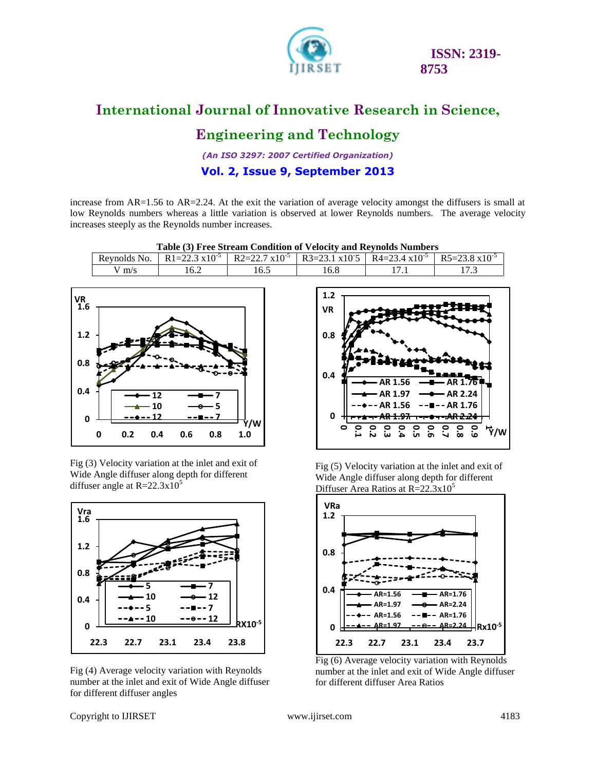increase from AR=1.56 to AR=2.24. At the exit the variation of average velocity amongst the diffusers is small at low Reynolds numbers whereas a little variation is observed at lower Reynolds numbers. The average velocity increases steeply as the Reynolds number increases.

**Table (3) Free Stream Condition of Velocity and Reynolds Numbers**

| Reynolds No. | R1=22.3 $x10^{-5}$ | R2=22.7 $x10^{-5}$ | R3=23.1 x10-5 | R4=23.4 $x10^{-5}$ | R5=23.8 $x10^{-5}$ |
|---|---|---|---|---|---|
| V m/s | 16.2 | 16.5 | 16.8 | 17.1 | 17.3 |

Fig (3) Velocity variation at the inlet and exit of Wide Angle diffuser along depth for different diffuser angle at R=22.3x$10^5$

Fig (5) Velocity variation at the inlet and exit of Wide Angle diffuser along depth for different Diffuser Area Ratios at R=22.3x$10^5$

Fig (4) Average velocity variation with Reynolds number at the inlet and exit of Wide Angle diffuser for different diffuser angles

Fig (6) Average velocity variation with Reynolds number at the inlet and exit of Wide Angle diffuser for different diffuser Area Ratios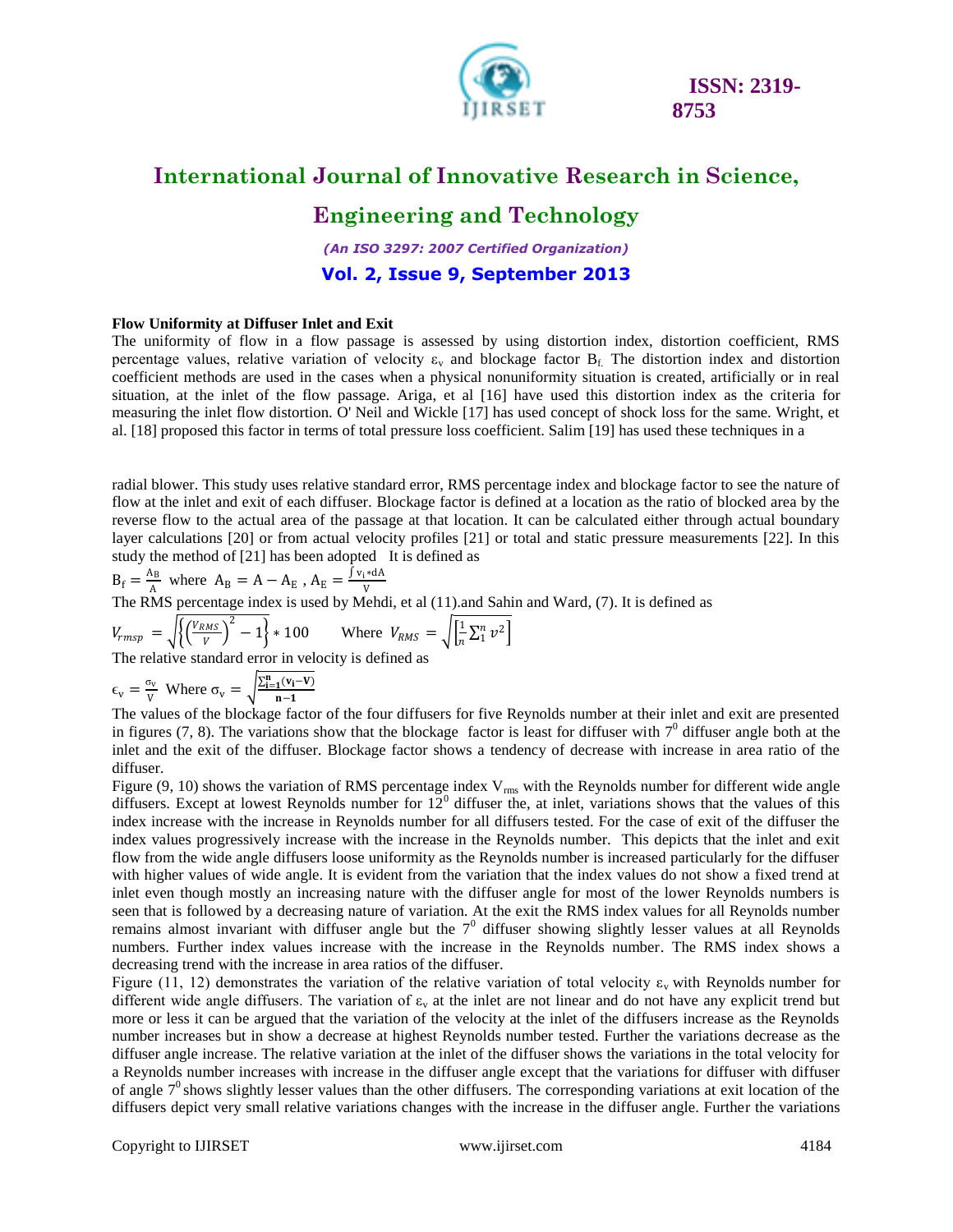**Flow Uniformity at Diffuser Inlet and Exit**

The uniformity of flow in a flow passage is assessed by using distortion index, distortion coefficient, RMS percentage values, relative variation of velocity $\varepsilon_v$ and blockage factor $B_f$. The distortion index and distortion coefficient methods are used in the cases when a physical nonuniformity situation is created, artificially or in real situation, at the inlet of the flow passage. Ariga, et al [16] have used this distortion index as the criteria for measuring the inlet flow distortion. O' Neil and Wickle [17] has used concept of shock loss for the same. Wright, et al. [18] proposed this factor in terms of total pressure loss coefficient. Salim [19] has used these techniques in a radial blower. This study uses relative standard error, RMS percentage index and blockage factor to see the nature of flow at the inlet and exit of each diffuser. Blockage factor is defined at a location as the ratio of blocked area by the reverse flow to the actual area of the passage at that location. It can be calculated either through actual boundary layer calculations [20] or from actual velocity profiles [21] or total and static pressure measurements [22]. In this study the method of [21] has been adopted It is defined as

$$B_f = \frac{A_B}{A} \text{ where } A_B = A - A_E \text{ , } A_E = \frac{\int v_i * dA}{V}$$

The RMS percentage index is used by Mehdi, et al (11).and Sahin and Ward, (7). It is defined as

$$V_{rmsp} = \sqrt{\left\{\left(\frac{V_{RMS}}{V}\right)^2 - 1\right\}} * 100 \qquad \text{Where } V_{RMS} = \sqrt{\left[\frac{1}{n}\sum_1^n v^2\right]}$$

The relative standard error in velocity is defined as

$$\epsilon_v = \frac{\sigma_v}{V} \text{ Where } \sigma_v = \sqrt{\frac{\sum_{i=1}^{n}(v_i - V)}{n-1}}$$

The values of the blockage factor of the four diffusers for five Reynolds number at their inlet and exit are presented in figures (7, 8). The variations show that the blockage factor is least for diffuser with $7^0$ diffuser angle both at the inlet and the exit of the diffuser. Blockage factor shows a tendency of decrease with increase in area ratio of the diffuser.

Figure (9, 10) shows the variation of RMS percentage index $V_{rms}$ with the Reynolds number for different wide angle diffusers. Except at lowest Reynolds number for $12^0$ diffuser the, at inlet, variations shows that the values of this index increase with the increase in Reynolds number for all diffusers tested. For the case of exit of the diffuser the index values progressively increase with the increase in the Reynolds number. This depicts that the inlet and exit flow from the wide angle diffusers loose uniformity as the Reynolds number is increased particularly for the diffuser with higher values of wide angle. It is evident from the variation that the index values do not show a fixed trend at inlet even though mostly an increasing nature with the diffuser angle for most of the lower Reynolds numbers is seen that is followed by a decreasing nature of variation. At the exit the RMS index values for all Reynolds number remains almost invariant with diffuser angle but the $7^0$ diffuser showing slightly lesser values at all Reynolds numbers. Further index values increase with the increase in the Reynolds number. The RMS index shows a decreasing trend with the increase in area ratios of the diffuser.

Figure (11, 12) demonstrates the variation of the relative variation of total velocity $\varepsilon_v$ with Reynolds number for different wide angle diffusers. The variation of $\varepsilon_v$ at the inlet are not linear and do not have any explicit trend but more or less it can be argued that the variation of the velocity at the inlet of the diffusers increase as the Reynolds number increases but in show a decrease at highest Reynolds number tested. Further the variations decrease as the diffuser angle increase. The relative variation at the inlet of the diffuser shows the variations in the total velocity for a Reynolds number increases with increase in the diffuser angle except that the variations for diffuser with diffuser of angle $7^0$ shows slightly lesser values than the other diffusers. The corresponding variations at exit location of the diffusers depict very small relative variations changes with the increase in the diffuser angle. Further the variations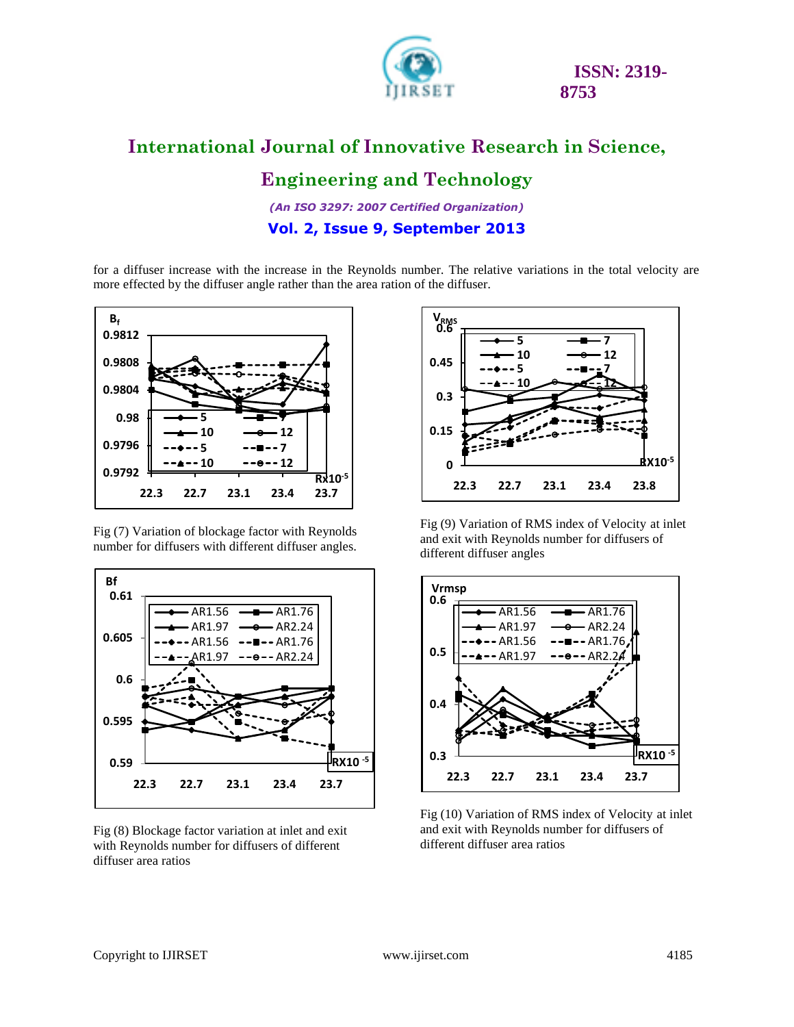for a diffuser increase with the increase in the Reynolds number. The relative variations in the total velocity are more effected by the diffuser angle rather than the area ration of the diffuser.

Fig (7) Variation of blockage factor with Reynolds number for diffusers with different diffuser angles.

Fig (9) Variation of RMS index of Velocity at inlet and exit with Reynolds number for diffusers of different diffuser angles

Fig (8) Blockage factor variation at inlet and exit with Reynolds number for diffusers of different diffuser area ratios

Fig (10) Variation of RMS index of Velocity at inlet and exit with Reynolds number for diffusers of different diffuser area ratios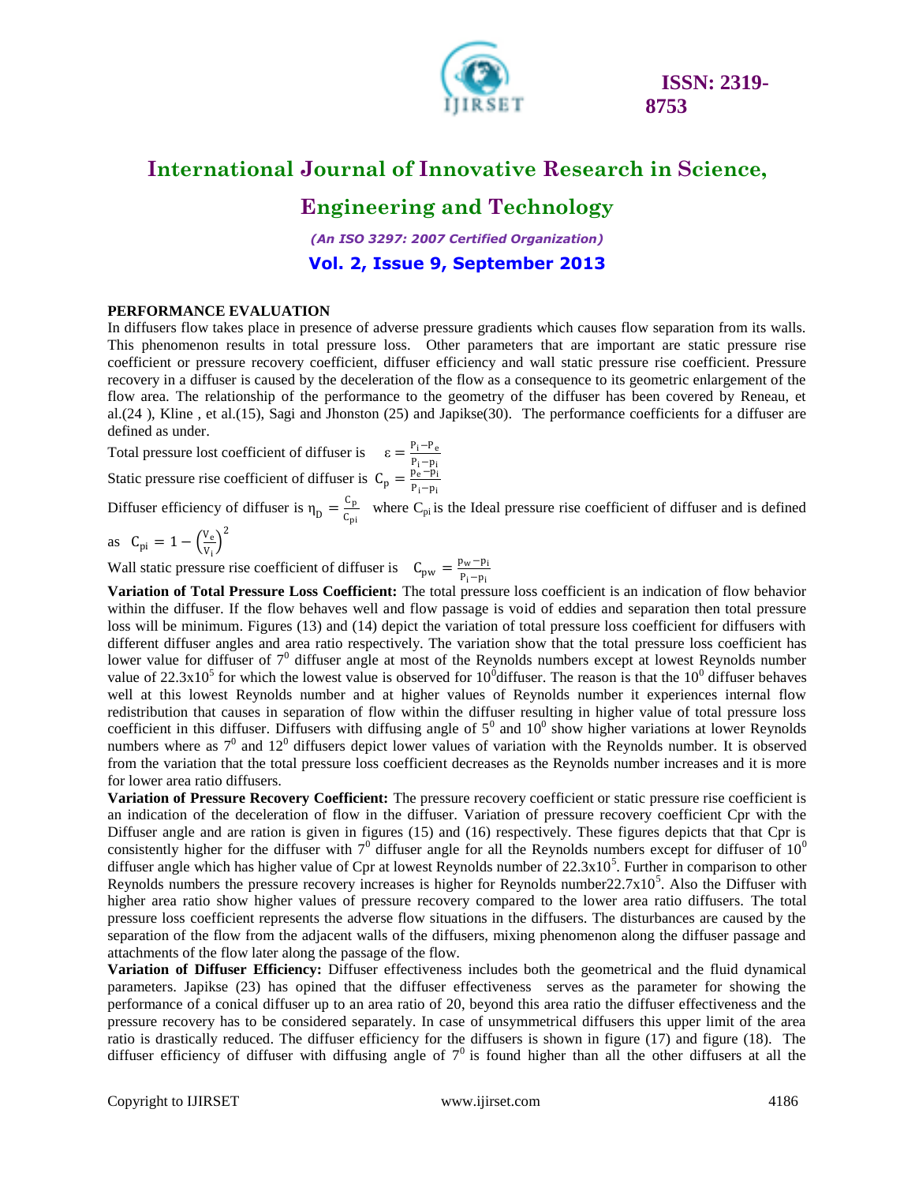**PERFORMANCE EVALUATION**

In diffusers flow takes place in presence of adverse pressure gradients which causes flow separation from its walls. This phenomenon results in total pressure loss. Other parameters that are important are static pressure rise coefficient or pressure recovery coefficient, diffuser efficiency and wall static pressure rise coefficient. Pressure recovery in a diffuser is caused by the deceleration of the flow as a consequence to its geometric enlargement of the flow area. The relationship of the performance to the geometry of the diffuser has been covered by Reneau, et al.(24 ), Kline , et al.(15), Sagi and Jhonston (25) and Japikse(30). The performance coefficients for a diffuser are defined as under.

Total pressure lost coefficient of diffuser is $\varepsilon = \frac{P_i - P_e}{P_i - p_i}$

Static pressure rise coefficient of diffuser is $C_p = \frac{p_e - p_i}{P_i - p_i}$

Diffuser efficiency of diffuser is $\eta_D = \frac{C_p}{C_{pi}}$ where $C_{pi}$ is the Ideal pressure rise coefficient of diffuser and is defined as $C_{pi} = 1 - \left(\frac{V_e}{V_i}\right)^2$

Wall static pressure rise coefficient of diffuser is $C_{pw} = \frac{p_w - p_i}{P_i - p_i}$

**Variation of Total Pressure Loss Coefficient:** The total pressure loss coefficient is an indication of flow behavior within the diffuser. If the flow behaves well and flow passage is void of eddies and separation then total pressure loss will be minimum. Figures (13) and (14) depict the variation of total pressure loss coefficient for diffusers with different diffuser angles and area ratio respectively. The variation show that the total pressure loss coefficient has lower value for diffuser of $7^0$ diffuser angle at most of the Reynolds numbers except at lowest Reynolds number value of $22.3 \times 10^5$ for which the lowest value is observed for $10^0$diffuser. The reason is that the $10^0$ diffuser behaves well at this lowest Reynolds number and at higher values of Reynolds number it experiences internal flow redistribution that causes in separation of flow within the diffuser resulting in higher value of total pressure loss coefficient in this diffuser. Diffusers with diffusing angle of $5^0$ and $10^0$ show higher variations at lower Reynolds numbers where as $7^0$ and $12^0$ diffusers depict lower values of variation with the Reynolds number. It is observed from the variation that the total pressure loss coefficient decreases as the Reynolds number increases and it is more for lower area ratio diffusers.

**Variation of Pressure Recovery Coefficient:** The pressure recovery coefficient or static pressure rise coefficient is an indication of the deceleration of flow in the diffuser. Variation of pressure recovery coefficient Cpr with the Diffuser angle and are ration is given in figures (15) and (16) respectively. These figures depicts that that Cpr is consistently higher for the diffuser with $7^0$ diffuser angle for all the Reynolds numbers except for diffuser of $10^0$ diffuser angle which has higher value of Cpr at lowest Reynolds number of $22.3 \times 10^5$. Further in comparison to other Reynolds numbers the pressure recovery increases is higher for Reynolds number$22.7 \times 10^5$. Also the Diffuser with higher area ratio show higher values of pressure recovery compared to the lower area ratio diffusers. The total pressure loss coefficient represents the adverse flow situations in the diffusers. The disturbances are caused by the separation of the flow from the adjacent walls of the diffusers, mixing phenomenon along the diffuser passage and attachments of the flow later along the passage of the flow.

**Variation of Diffuser Efficiency:** Diffuser effectiveness includes both the geometrical and the fluid dynamical parameters. Japikse (23) has opined that the diffuser effectiveness serves as the parameter for showing the performance of a conical diffuser up to an area ratio of 20, beyond this area ratio the diffuser effectiveness and the pressure recovery has to be considered separately. In case of unsymmetrical diffusers this upper limit of the area ratio is drastically reduced. The diffuser efficiency for the diffusers is shown in figure (17) and figure (18). The diffuser efficiency of diffuser with diffusing angle of $7^0$ is found higher than all the other diffusers at all the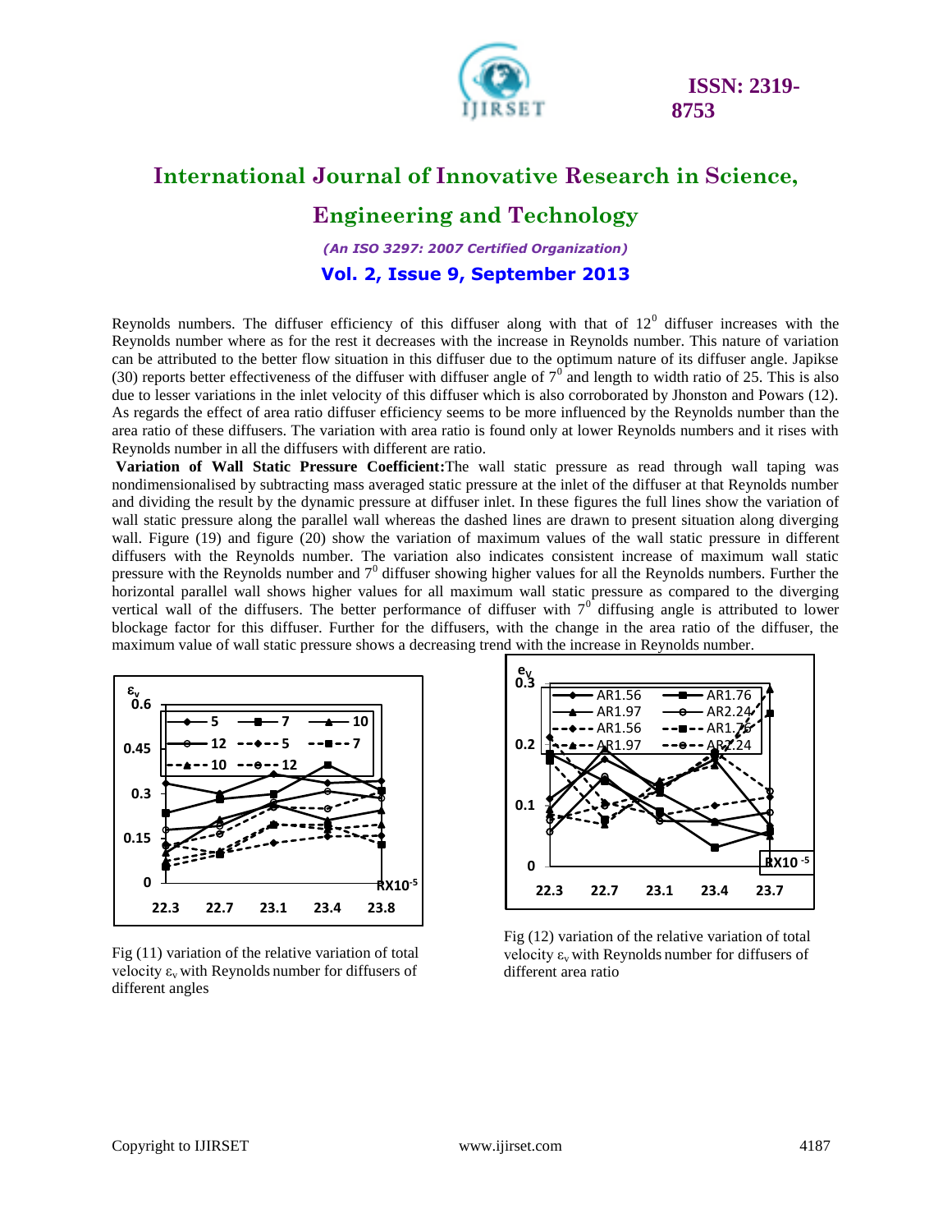Reynolds numbers. The diffuser efficiency of this diffuser along with that of $12^0$ diffuser increases with the Reynolds number where as for the rest it decreases with the increase in Reynolds number. This nature of variation can be attributed to the better flow situation in this diffuser due to the optimum nature of its diffuser angle. Japikse (30) reports better effectiveness of the diffuser with diffuser angle of $7^0$ and length to width ratio of 25. This is also due to lesser variations in the inlet velocity of this diffuser which is also corroborated by Jhonston and Powars (12). As regards the effect of area ratio diffuser efficiency seems to be more influenced by the Reynolds number than the area ratio of these diffusers. The variation with area ratio is found only at lower Reynolds numbers and it rises with Reynolds number in all the diffusers with different are ratio.

**Variation of Wall Static Pressure Coefficient:** The wall static pressure as read through wall taping was nondimensionalised by subtracting mass averaged static pressure at the inlet of the diffuser at that Reynolds number and dividing the result by the dynamic pressure at diffuser inlet. In these figures the full lines show the variation of wall static pressure along the parallel wall whereas the dashed lines are drawn to present situation along diverging wall. Figure (19) and figure (20) show the variation of maximum values of the wall static pressure in different diffusers with the Reynolds number. The variation also indicates consistent increase of maximum wall static pressure with the Reynolds number and $7^0$ diffuser showing higher values for all the Reynolds numbers. Further the horizontal parallel wall shows higher values for all maximum wall static pressure as compared to the diverging vertical wall of the diffusers. The better performance of diffuser with $7^0$ diffusing angle is attributed to lower blockage factor for this diffuser. Further for the diffusers, with the change in the area ratio of the diffuser, the maximum value of wall static pressure shows a decreasing trend with the increase in Reynolds number.

Fig (11) variation of the relative variation of total velocity $\varepsilon_v$ with Reynolds number for diffusers of different angles

Fig (12) variation of the relative variation of total velocity $\varepsilon_v$ with Reynolds number for diffusers of different area ratio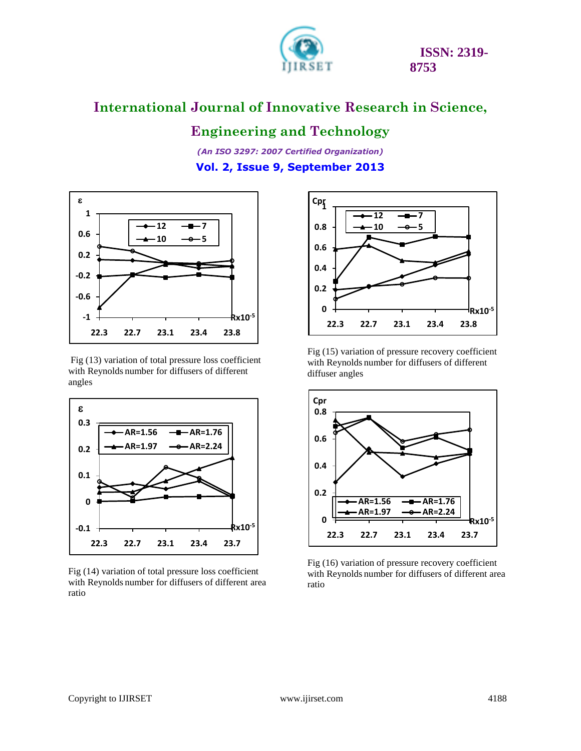Fig (13) variation of total pressure loss coefficient with Reynolds number for diffusers of different angles

Fig (14) variation of total pressure loss coefficient with Reynolds number for diffusers of different area ratio

Fig (15) variation of pressure recovery coefficient with Reynolds number for diffusers of different diffuser angles

Fig (16) variation of pressure recovery coefficient with Reynolds number for diffusers of different area ratio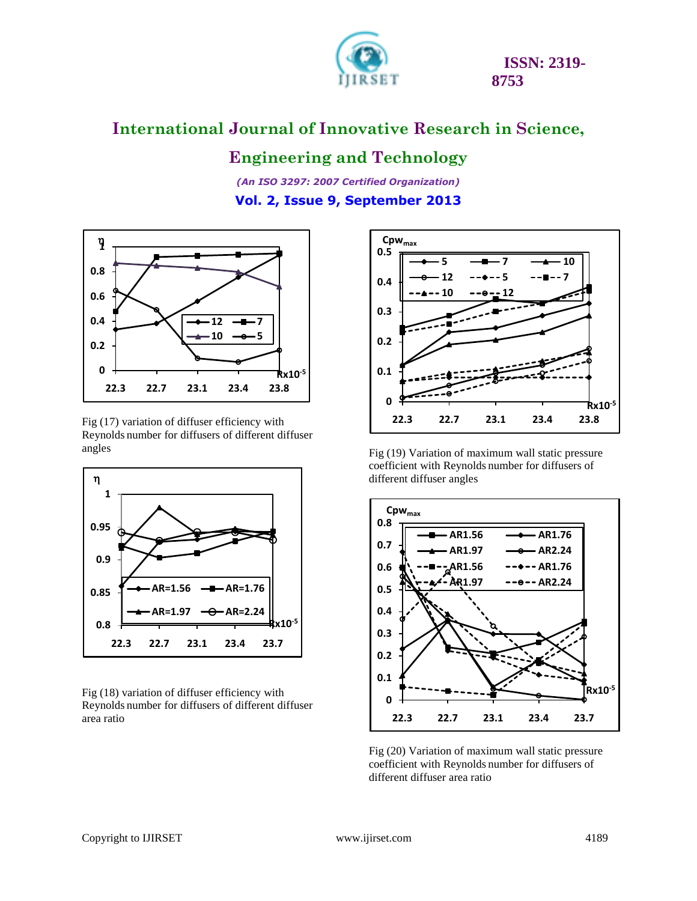Fig (17) variation of diffuser efficiency with Reynolds number for diffusers of different diffuser angles

Fig (18) variation of diffuser efficiency with Reynolds number for diffusers of different diffuser area ratio

Fig (19) Variation of maximum wall static pressure coefficient with Reynolds number for diffusers of different diffuser angles

Fig (20) Variation of maximum wall static pressure coefficient with Reynolds number for diffusers of different diffuser area ratio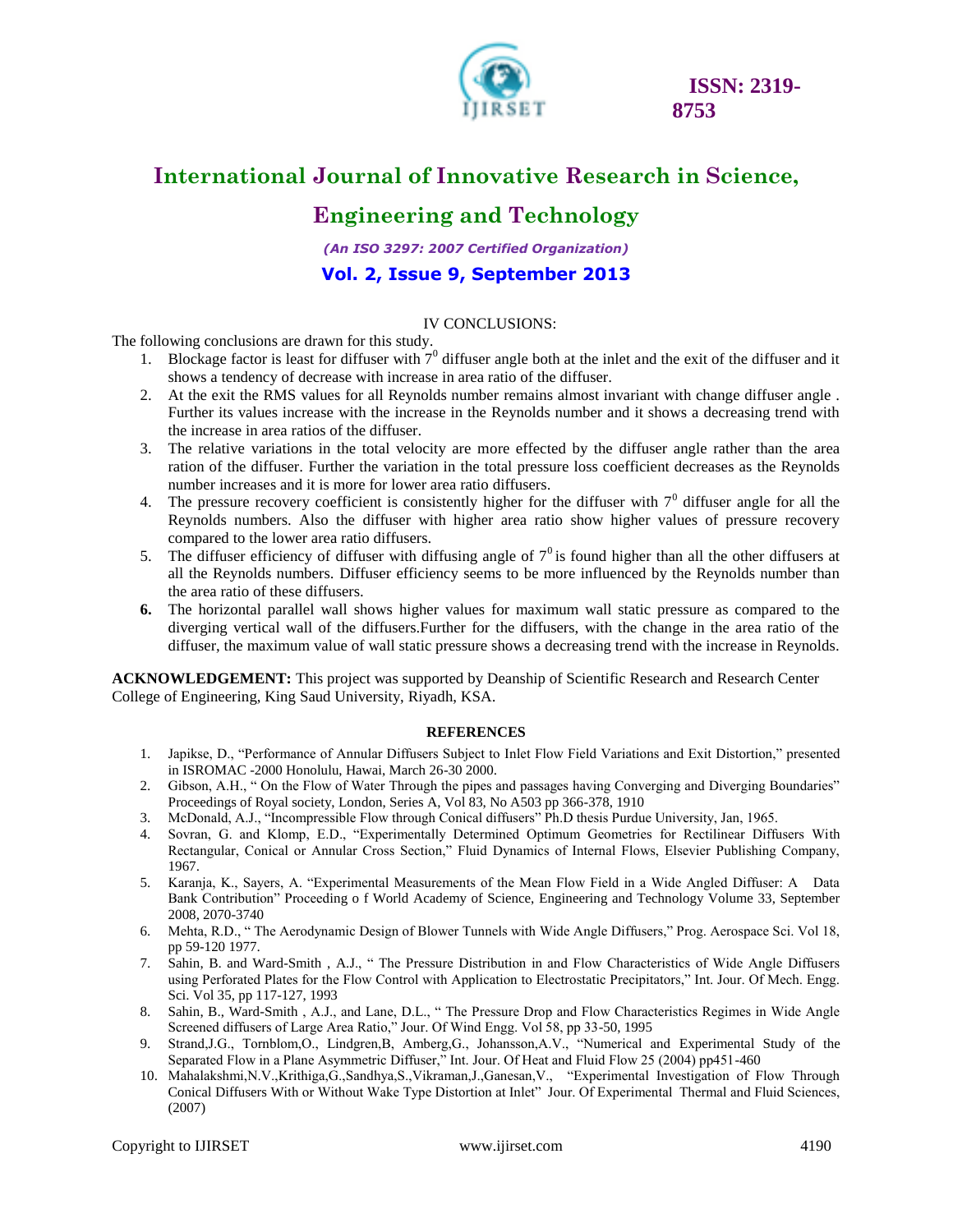## IV CONCLUSIONS:

The following conclusions are drawn for this study.

1. Blockage factor is least for diffuser with $7^0$ diffuser angle both at the inlet and the exit of the diffuser and it shows a tendency of decrease with increase in area ratio of the diffuser.
2. At the exit the RMS values for all Reynolds number remains almost invariant with change diffuser angle . Further its values increase with the increase in the Reynolds number and it shows a decreasing trend with the increase in area ratios of the diffuser.
3. The relative variations in the total velocity are more effected by the diffuser angle rather than the area ration of the diffuser. Further the variation in the total pressure loss coefficient decreases as the Reynolds number increases and it is more for lower area ratio diffusers.
4. The pressure recovery coefficient is consistently higher for the diffuser with $7^0$ diffuser angle for all the Reynolds numbers. Also the diffuser with higher area ratio show higher values of pressure recovery compared to the lower area ratio diffusers.
5. The diffuser efficiency of diffuser with diffusing angle of $7^0$ is found higher than all the other diffusers at all the Reynolds numbers. Diffuser efficiency seems to be more influenced by the Reynolds number than the area ratio of these diffusers.
6. The horizontal parallel wall shows higher values for maximum wall static pressure as compared to the diverging vertical wall of the diffusers.Further for the diffusers, with the change in the area ratio of the diffuser, the maximum value of wall static pressure shows a decreasing trend with the increase in Reynolds.

**ACKNOWLEDGEMENT:** This project was supported by Deanship of Scientific Research and Research Center College of Engineering, King Saud University, Riyadh, KSA.

## REFERENCES

1. Japikse, D., "Performance of Annular Diffusers Subject to Inlet Flow Field Variations and Exit Distortion," presented in ISROMAC -2000 Honolulu, Hawai, March 26-30 2000.
2. Gibson, A.H., " On the Flow of Water Through the pipes and passages having Converging and Diverging Boundaries" Proceedings of Royal society, London, Series A, Vol 83, No A503 pp 366-378, 1910
3. McDonald, A.J., "Incompressible Flow through Conical diffusers" Ph.D thesis Purdue University, Jan, 1965.
4. Sovran, G. and Klomp, E.D., "Experimentally Determined Optimum Geometries for Rectilinear Diffusers With Rectangular, Conical or Annular Cross Section," Fluid Dynamics of Internal Flows, Elsevier Publishing Company, 1967.
5. Karanja, K., Sayers, A. "Experimental Measurements of the Mean Flow Field in a Wide Angled Diffuser: A Data Bank Contribution" Proceeding o f World Academy of Science, Engineering and Technology Volume 33, September 2008, 2070-3740
6. Mehta, R.D., " The Aerodynamic Design of Blower Tunnels with Wide Angle Diffusers," Prog. Aerospace Sci. Vol 18, pp 59-120 1977.
7. Sahin, B. and Ward-Smith , A.J., " The Pressure Distribution in and Flow Characteristics of Wide Angle Diffusers using Perforated Plates for the Flow Control with Application to Electrostatic Precipitators," Int. Jour. Of Mech. Engg. Sci. Vol 35, pp 117-127, 1993
8. Sahin, B., Ward-Smith , A.J., and Lane, D.L., " The Pressure Drop and Flow Characteristics Regimes in Wide Angle Screened diffusers of Large Area Ratio," Jour. Of Wind Engg. Vol 58, pp 33-50, 1995
9. Strand,J.G., Tornblom,O., Lindgren,B, Amberg,G., Johansson,A.V., "Numerical and Experimental Study of the Separated Flow in a Plane Asymmetric Diffuser," Int. Jour. Of Heat and Fluid Flow 25 (2004) pp451-460
10. Mahalakshmi,N.V.,Krithiga,G.,Sandhya,S.,Vikraman,J.,Ganesan,V., "Experimental Investigation of Flow Through Conical Diffusers With or Without Wake Type Distortion at Inlet" Jour. Of Experimental Thermal and Fluid Sciences, (2007)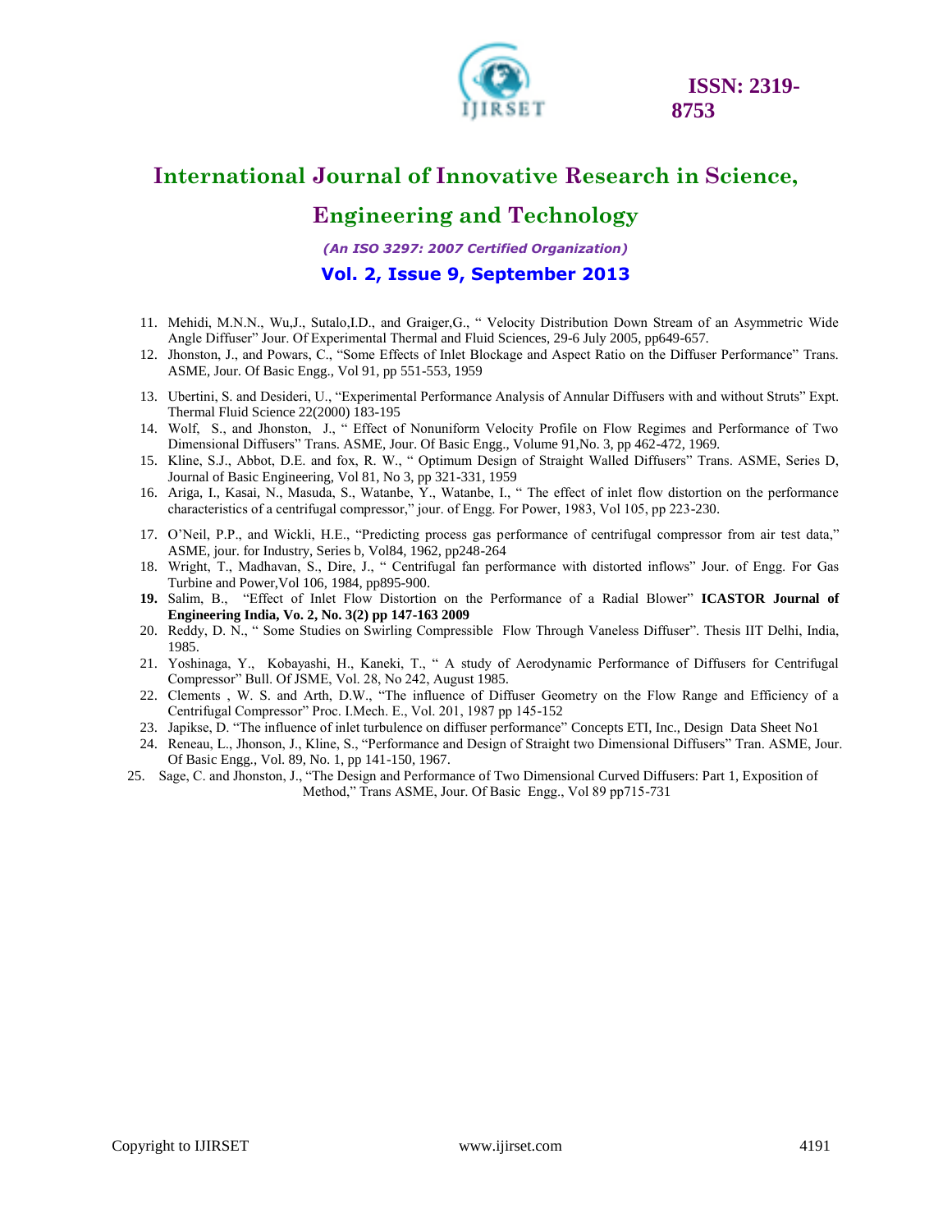11. Mehidi, M.N.N., Wu,J., Sutalo,I.D., and Graiger,G., " Velocity Distribution Down Stream of an Asymmetric Wide Angle Diffuser" Jour. Of Experimental Thermal and Fluid Sciences, 29-6 July 2005, pp649-657.
12. Jhonston, J., and Powars, C., "Some Effects of Inlet Blockage and Aspect Ratio on the Diffuser Performance" Trans. ASME, Jour. Of Basic Engg., Vol 91, pp 551-553, 1959
13. Ubertini, S. and Desideri, U., "Experimental Performance Analysis of Annular Diffusers with and without Struts" Expt. Thermal Fluid Science 22(2000) 183-195
14. Wolf, S., and Jhonston, J., " Effect of Nonuniform Velocity Profile on Flow Regimes and Performance of Two Dimensional Diffusers" Trans. ASME, Jour. Of Basic Engg., Volume 91,No. 3, pp 462-472, 1969.
15. Kline, S.J., Abbot, D.E. and fox, R. W., " Optimum Design of Straight Walled Diffusers" Trans. ASME, Series D, Journal of Basic Engineering, Vol 81, No 3, pp 321-331, 1959
16. Ariga, I., Kasai, N., Masuda, S., Watanbe, Y., Watanbe, I., " The effect of inlet flow distortion on the performance characteristics of a centrifugal compressor," jour. of Engg. For Power, 1983, Vol 105, pp 223-230.
17. O'Neil, P.P., and Wickli, H.E., "Predicting process gas performance of centrifugal compressor from air test data," ASME, jour. for Industry, Series b, Vol84, 1962, pp248-264
18. Wright, T., Madhavan, S., Dire, J., " Centrifugal fan performance with distorted inflows" Jour. of Engg. For Gas Turbine and Power,Vol 106, 1984, pp895-900.
19. Salim, B., "Effect of Inlet Flow Distortion on the Performance of a Radial Blower" **ICASTOR Journal of Engineering India, Vo. 2, No. 3(2) pp 147-163 2009**
20. Reddy, D. N., " Some Studies on Swirling Compressible Flow Through Vaneless Diffuser". Thesis IIT Delhi, India, 1985.
21. Yoshinaga, Y., Kobayashi, H., Kaneki, T., " A study of Aerodynamic Performance of Diffusers for Centrifugal Compressor" Bull. Of JSME, Vol. 28, No 242, August 1985.
22. Clements , W. S. and Arth, D.W., "The influence of Diffuser Geometry on the Flow Range and Efficiency of a Centrifugal Compressor" Proc. I.Mech. E., Vol. 201, 1987 pp 145-152
23. Japikse, D. "The influence of inlet turbulence on diffuser performance" Concepts ETI, Inc., Design Data Sheet No1
24. Reneau, L., Jhonson, J., Kline, S., "Performance and Design of Straight two Dimensional Diffusers" Tran. ASME, Jour. Of Basic Engg., Vol. 89, No. 1, pp 141-150, 1967.
25. Sage, C. and Jhonston, J., "The Design and Performance of Two Dimensional Curved Diffusers: Part 1, Exposition of Method," Trans ASME, Jour. Of Basic Engg., Vol 89 pp715-731